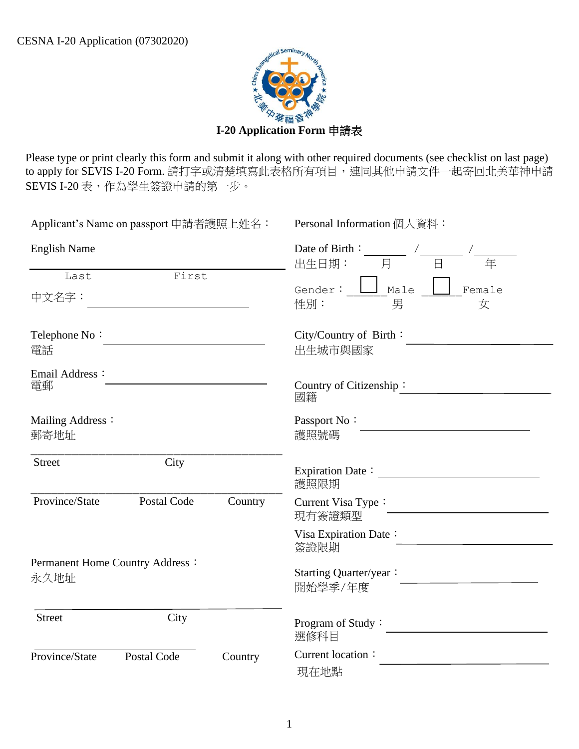CESNA I-20 Application (07302020)

# I-20 Application Form 申請表

Please type or print clearly this form and submit it along with other required documents (see checklist on last page) to apply for SEVIS I-20 Form. 請打字或清楚填寫此表格所有項目，連同其他申請文件一起寄回北美華神申請 SEVIS I-20 表，作為學生簽證申請的第一步。

Applicant's Name on passport 申請者護照上姓名：

English Name

_______________________________

Last　　　　First

中文名字：_______________

Telephone No：_______________
電話

Email Address：_______________
電郵

Mailing Address：
郵寄地址

_______________________________
Street　　　　City

_______________________________
Province/State　　Postal Code　　Country

Permanent Home Country Address：
永久地址

_______________________________
Street　　　　City

_______________________________
Province/State　　Postal Code　　Country

Personal Information 個人資料：

Date of Birth：_______ / _______ / _______
出生日期：　　月　　日　　年

Gender：☐ Male ☐ Female
性別：　　男　　女

City/Country of Birth：_______________
出生城市與國家

Country of Citizenship：_______________
國籍

Passport No：_______________
護照號碼

Expiration Date：_______________
護照限期

Current Visa Type：_______________
現有簽證類型

Visa Expiration Date：_______________
簽證限期

Starting Quarter/year：_______________
開始學季/年度

Program of Study：_______________
選修科目

Current location：_______________
現在地點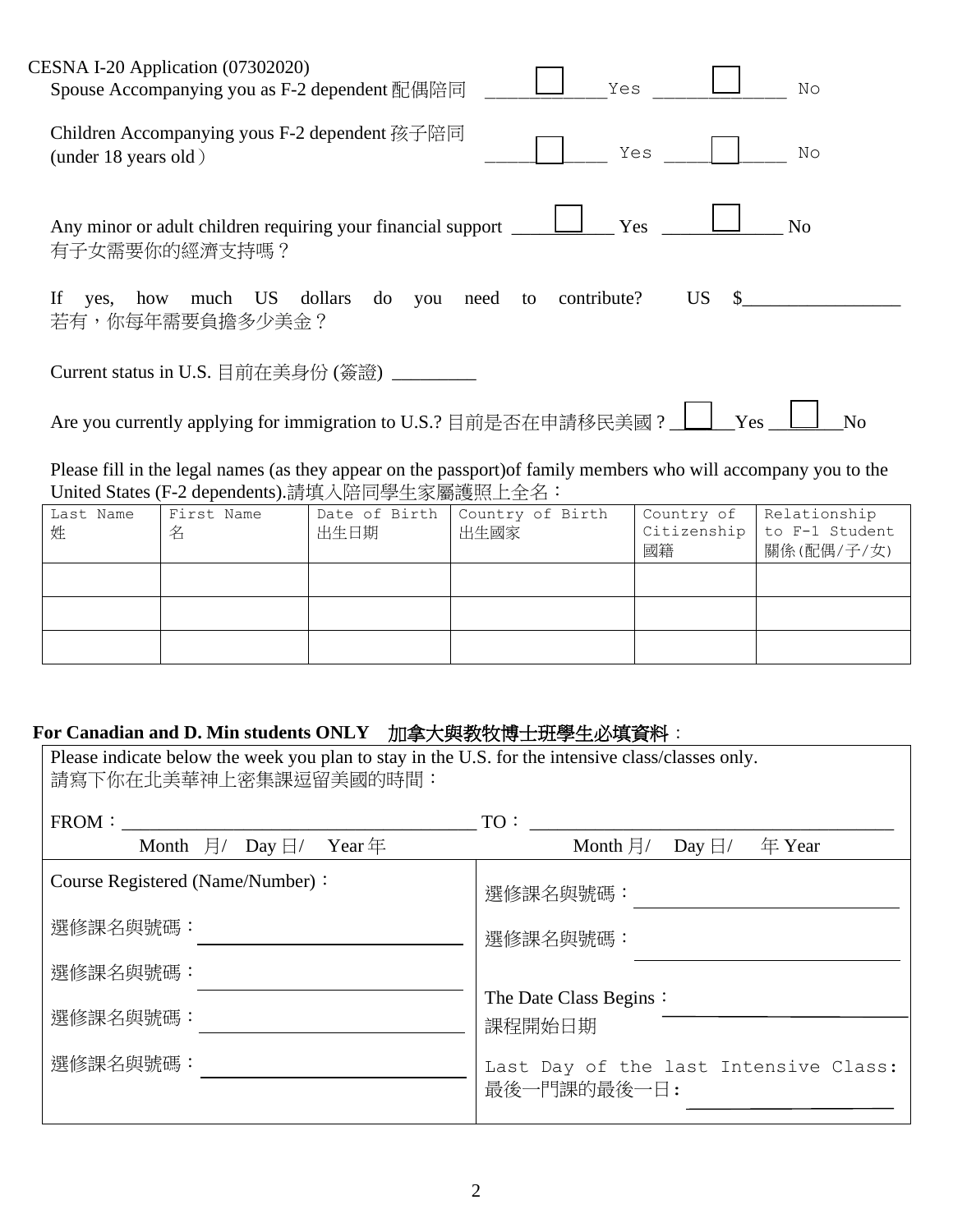CESNA I-20 Application (07302020)

Spouse Accompanying you as F-2 dependent 配偶陪同 ☐ Yes ☐ No

Children Accompanying yous F-2 dependent 孩子陪同 (under 18 years old） ☐ Yes ☐ No

Any minor or adult children requiring your financial support ☐ Yes ☐ No
有子女需要你的經濟支持嗎？

If yes, how much US dollars do you need to contribute? US $________________
若有，你每年需要負擔多少美金？

Current status in U.S. 目前在美身份 (簽證) _________

Are you currently applying for immigration to U.S.? 目前是否在申請移民美國？☐ Yes ☐ No

Please fill in the legal names (as they appear on the passport)of family members who will accompany you to the United States (F-2 dependents).請填入陪同學生家屬護照上全名：

| Last Name 姓 | First Name 名 | Date of Birth 出生日期 | Country of Birth 出生國家 | Country of Citizenship 國籍 | Relationship to F-1 Student 關係(配偶/子/女) |
|---|---|---|---|---|---|
| | | | | | |
| | | | | | |
| | | | | | |

**For Canadian and D. Min students ONLY　加拿大與教牧博士班學生必填資料**：

Please indicate below the week you plan to stay in the U.S. for the intensive class/classes only.
請寫下你在北美華神上密集課逗留美國的時間：

FROM：____________________________________ TO：____________________________________
Month 月/ Day 日/ Year 年　　　　Month 月/ Day 日/ 年 Year

| Course Registered (Name/Number)： | 選修課名與號碼：__________ |
|---|---|
| 選修課名與號碼：__________ | 選修課名與號碼：__________ |
| 選修課名與號碼：__________ | The Date Class Begins：__________ 課程開始日期 |
| 選修課名與號碼：__________ | |
| 選修課名與號碼：__________ | Last Day of the last Intensive Class: 最後一門課的最後一日：__________ |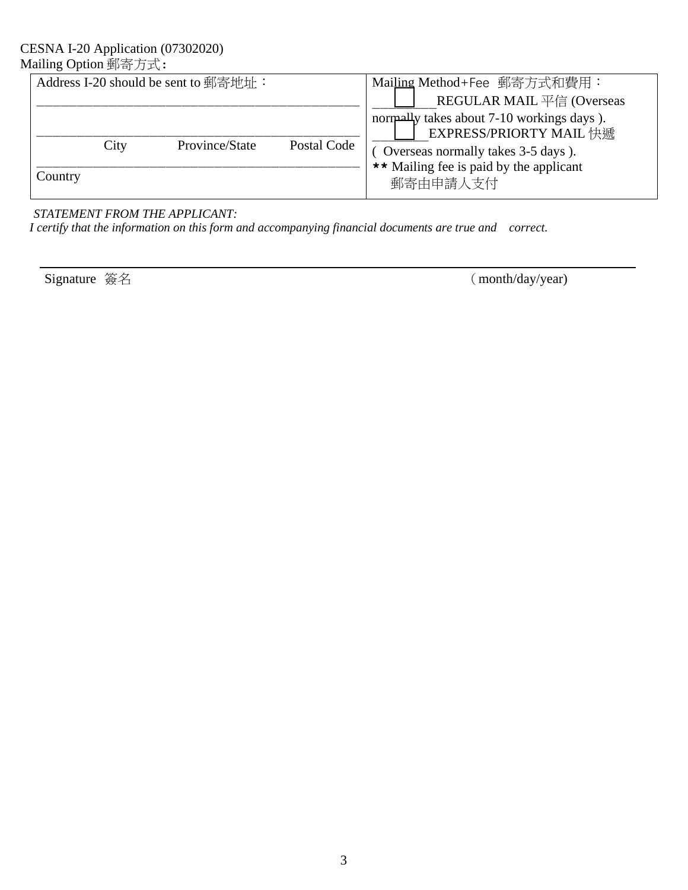CESNA I-20 Application (07302020)

Mailing Option 郵寄方式:

| Address I-20 should be sent to 郵寄地址： | Mailing Method+Fee 郵寄方式和費用： |
| --- | --- |
| ______________________________________________ | ☐ REGULAR MAIL 平信 (Overseas normally takes about 7-10 workings days ). |
| ______________________________________________ | ☐ EXPRESS/PRIORTY MAIL 快遞 ( Overseas normally takes 3-5 days ). |
| City Province/State Postal Code | ** Mailing fee is paid by the applicant 郵寄由申請人支付 |
| ______________________________________________ Country | |

*STATEMENT FROM THE APPLICANT:*

*I certify that the information on this form and accompanying financial documents are true and correct.*

______________________________________________________________________________

Signature 簽名 （month/day/year)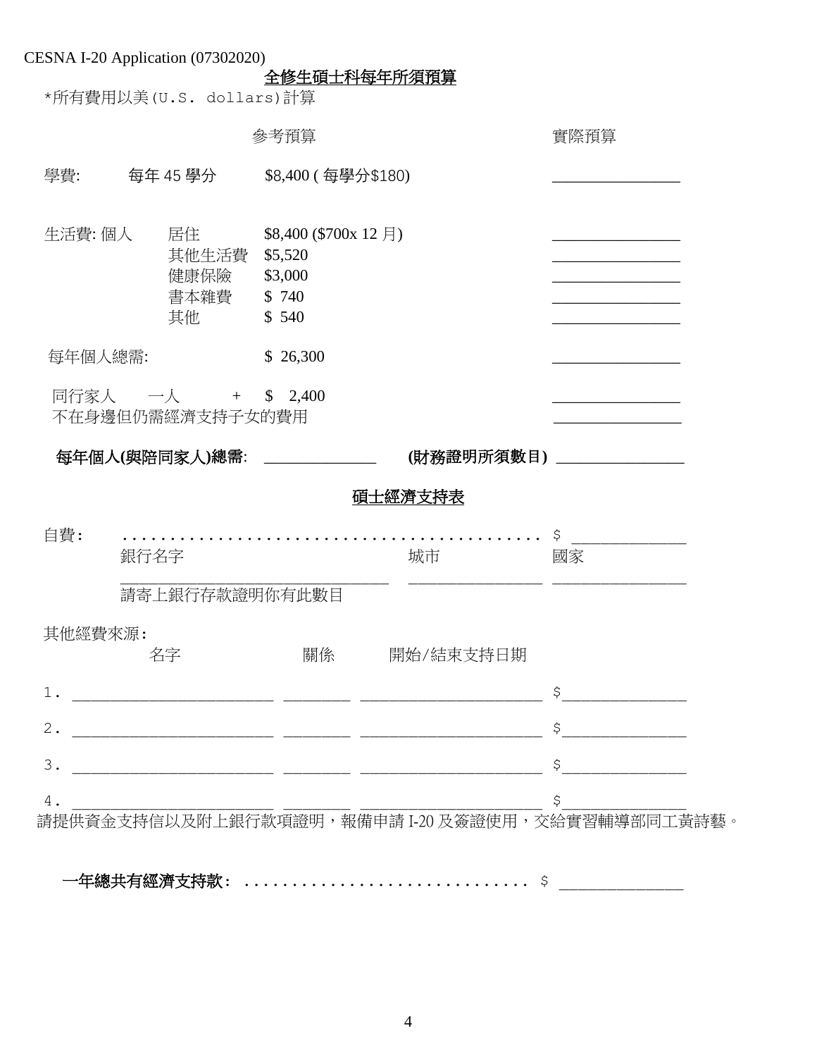CESNA I-20 Application (07302020)

## 全修生碩士科每年所須預算

*所有費用以美(U.S. dollars)計算

| | | 參考預算 | 實際預算 |
|---|---|---|---|
| 學費: | 每年 45 學分 | $8,400 ( 每學分$180) | ________________ |
| 生活費: 個人 | 居住 | $8,400 ($700x 12 月) | ________________ |
| | 其他生活費 | $5,520 | ________________ |
| | 健康保險 | $3,000 | ________________ |
| | 書本雜費 | $ 740 | ________________ |
| | 其他 | $ 540 | ________________ |
| 每年個人總需: | | $ 26,300 | ________________ |
| 同行家人 | 一人 + | $ 2,400 | ________________ |
| 不在身邊但仍需經濟支持子女的費用 | | | ________________ |

**每年個人(與陪同家人)總需:** ______________ **(財務證明所須數目)** ________________

## 碩士經濟支持表

自費: ........................................... $ ______________

| 銀行名字 | 城市 | 國家 |
|---|---|---|
| ________________________________ | ________________ | ________________ |

請寄上銀行存款證明你有此數目

其他經費來源:

| | 名字 | 關係 | 開始/結束支持日期 | |
|---|---|---|---|---|
| 1. | ________________________ | ________ | ______________________ | $______________ |
| 2. | ________________________ | ________ | ______________________ | $______________ |
| 3. | ________________________ | ________ | ______________________ | $______________ |
| 4. | ________________________ | ________ | ______________________ | $______________ |

請提供資金支持信以及附上銀行款項證明，報備申請 I-20 及簽證使用，交給實習輔導部同工黃詩藝。

**一年總共有經濟支持款:** ............................. $ ______________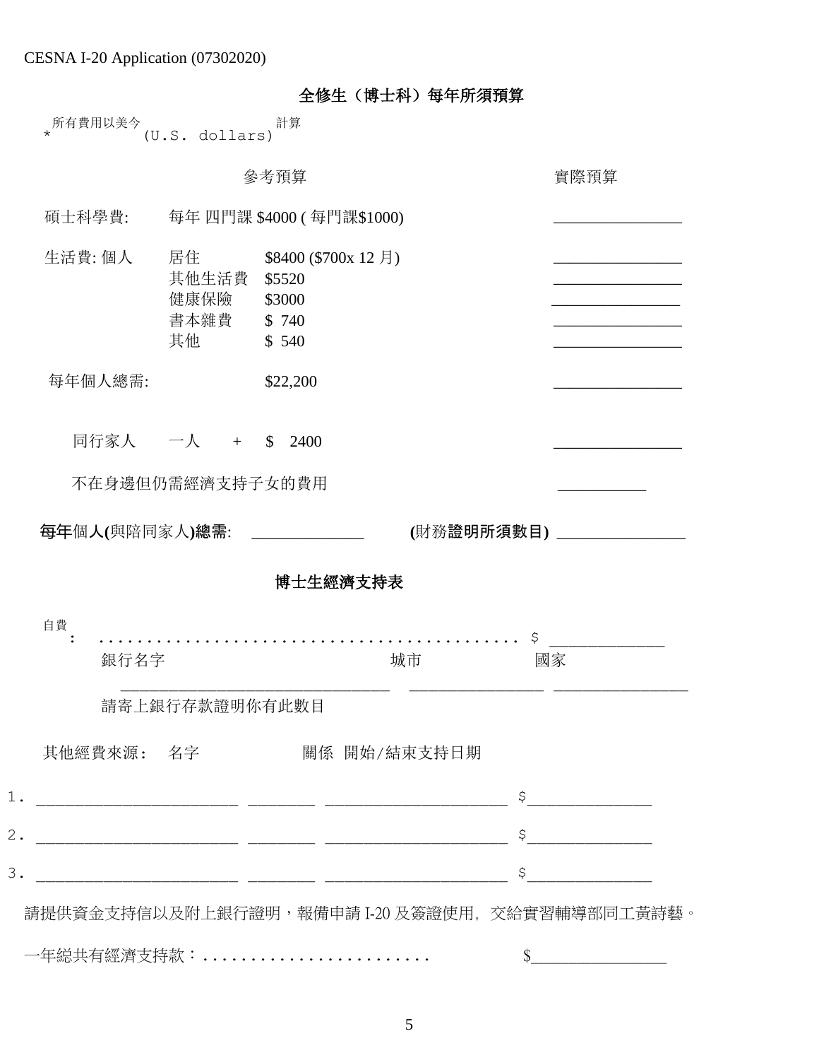CESNA I-20 Application (07302020)

## 全修生（博士科）每年所須預算

*所有費用以美今 (U.S. dollars) 計算

| | | 參考預算 | 實際預算 |
|---|---|---|---|
| 碩士科學費: | | 每年 四門課 $4000 ( 每門課$1000) | ________ |
| 生活費: 個人 | 居住 | $8400 ($700x 12 月) | ________ |
| | 其他生活費 | $5520 | ________ |
| | 健康保險 | $3000 | ________ |
| | 書本雜費 | $ 740 | ________ |
| | 其他 | $ 540 | ________ |
| 每年個人總需: | | $22,200 | ________ |
| 同行家人 | 一人 + | $ 2400 | ________ |
| 不在身邊但仍需經濟支持子女的費用 | | | ________ |

**每年**個人**(**與陪同家人**)總需**: ____________ **(**財務**證明所須數目)** ____________

## 博士生經濟支持表

自費: ........................................ $ ____________

| 銀行名字 | 城市 | 國家 |
|---|---|---|
| ________________ | ________ | ________ |

請寄上銀行存款證明你有此數目

其他經費來源: 名字 關係 開始/結束支持日期

1. ____________ ________ ____________ $____________
2. ____________ ________ ____________ $____________
3. ____________ ________ ____________ $____________

請提供資金支持信以及附上銀行證明，報備申請 I-20 及簽證使用，交給實習輔導部同工黃詩藝。

一年総共有經濟支持款：........................ $____________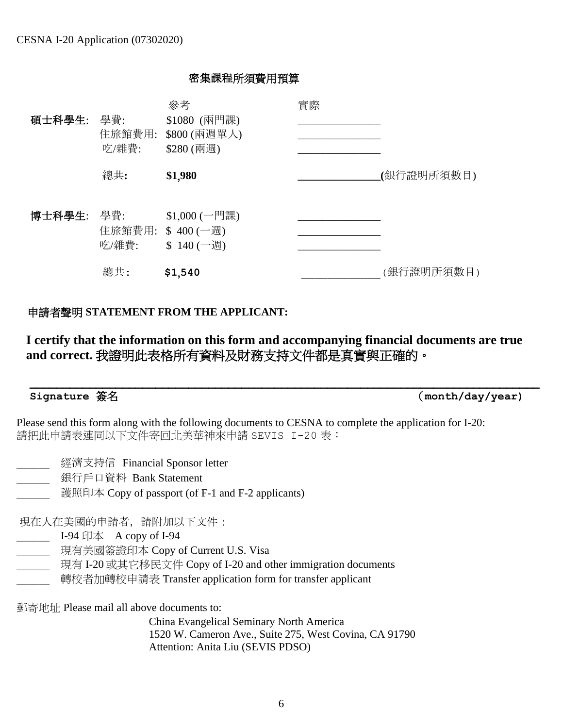CESNA I-20 Application (07302020)

## 密集課程所須費用預算

| | | 參考 | 實際 | |
|---|---|---|---|---|
| **碩士科學生**: | 學費: | $1080 (兩門課) | _______________ | |
| | 住旅館費用: | $800 (兩週單人) | _______________ | |
| | 吃/雜費: | $280 (兩週) | _______________ | |
| | 總共**:** | **$1,980** | _______________ | **(**銀行證明所須數目) |
| **博士科學生**: | 學費: | $1,000 (一門課) | _______________ | |
| | 住旅館費用: | $ 400 (一週) | _______________ | |
| | 吃/雜費: | $ 140 (一週) | _______________ | |
| | 總共: | **$1,540** | _______________ | (銀行證明所須數目) |

**申請者聲明 STATEMENT FROM THE APPLICANT:**

**I certify that the information on this form and accompanying financial documents are true and correct. 我證明此表格所有資料及財務支持文件都是真實與正確的。**

_______________________________________________________________________________

**Signature 簽名** **(month/day/year)**

Please send this form along with the following documents to CESNA to complete the application for I-20:
請把此申請表連同以下文件寄回北美華神來申請 SEVIS I-20 表：

______ 經濟支持信 Financial Sponsor letter
______ 銀行戶口資料 Bank Statement
______ 護照印本 Copy of passport (of F-1 and F-2 applicants)

現在人在美國的申請者，請附加以下文件：

______ I-94 印本 A copy of I-94
______ 現有美國簽證印本 Copy of Current U.S. Visa
______ 現有 I-20 或其它移民文件 Copy of I-20 and other immigration documents
______ 轉校者加轉校申請表 Transfer application form for transfer applicant

郵寄地址 Please mail all above documents to:

China Evangelical Seminary North America
1520 W. Cameron Ave., Suite 275, West Covina, CA 91790
Attention: Anita Liu (SEVIS PDSO)